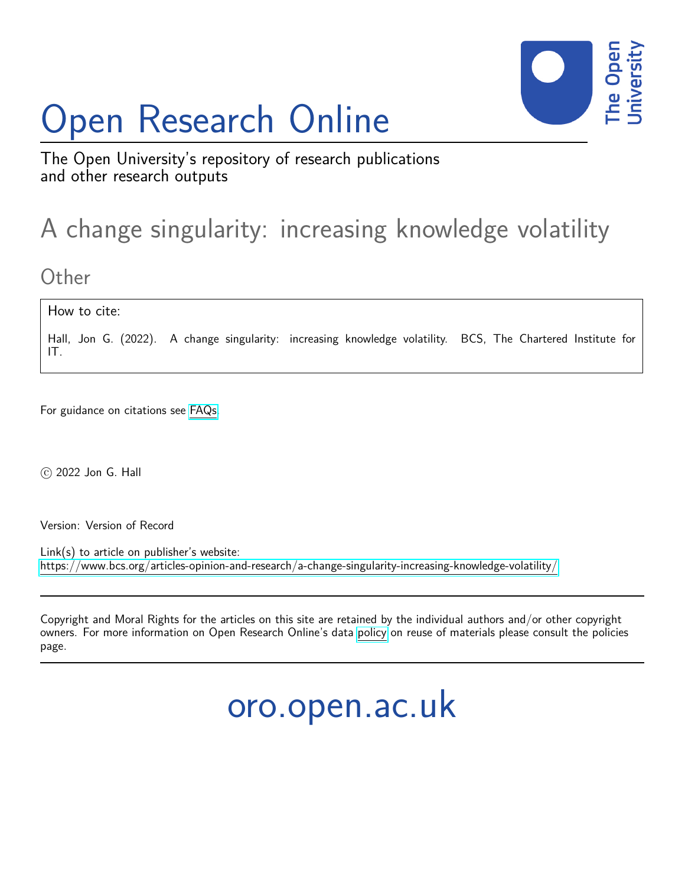# Open Research Online

The Open University's repository of research publications and other research outputs

## A change singularity: increasing knowledge volatility

### Other

How to cite:

Hall, Jon G. (2022). A change singularity: increasing knowledge volatility. BCS, The Chartered Institute for IT.

For guidance on citations see FAQs.

© 2022 Jon G. Hall

Version: Version of Record

Link(s) to article on publisher's website:
https://www.bcs.org/articles-opinion-and-research/a-change-singularity-increasing-knowledge-volatility/

---

Copyright and Moral Rights for the articles on this site are retained by the individual authors and/or other copyright owners. For more information on Open Research Online's data policy on reuse of materials please consult the policies page.

---

oro.open.ac.uk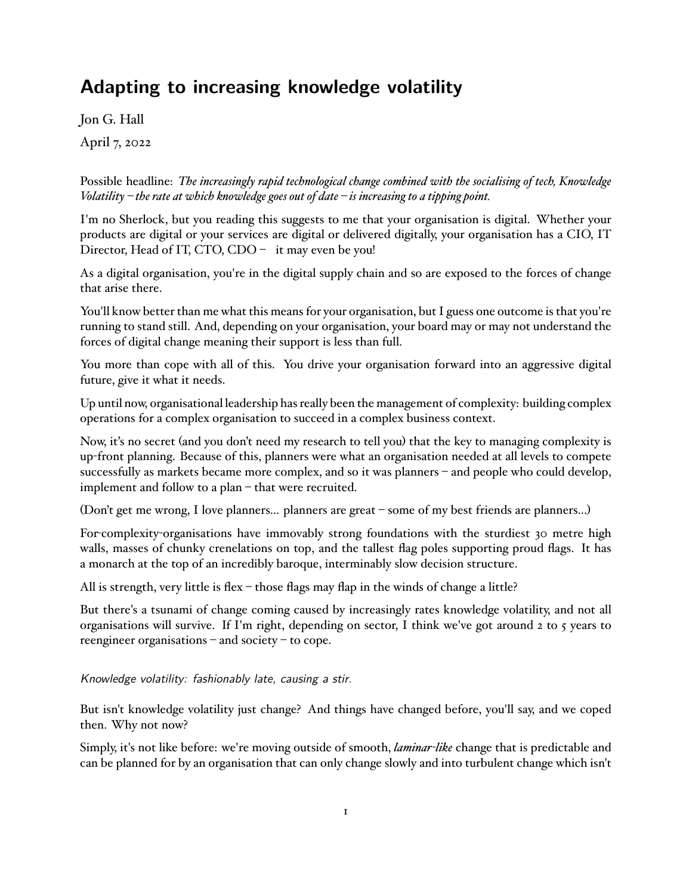# Adapting to increasing knowledge volatility

Jon G. Hall

April 7, 2022

Possible headline: *The increasingly rapid technological change combined with the socialising of tech, Knowledge Volatility – the rate at which knowledge goes out of date – is increasing to a tipping point.*

I'm no Sherlock, but you reading this suggests to me that your organisation is digital. Whether your products are digital or your services are digital or delivered digitally, your organisation has a CIO, IT Director, Head of IT, CTO, CDO – it may even be you!

As a digital organisation, you're in the digital supply chain and so are exposed to the forces of change that arise there.

You'll know better than me what this means for your organisation, but I guess one outcome is that you're running to stand still. And, depending on your organisation, your board may or may not understand the forces of digital change meaning their support is less than full.

You more than cope with all of this. You drive your organisation forward into an aggressive digital future, give it what it needs.

Up until now, organisational leadership has really been the management of complexity: building complex operations for a complex organisation to succeed in a complex business context.

Now, it's no secret (and you don't need my research to tell you) that the key to managing complexity is up-front planning. Because of this, planners were what an organisation needed at all levels to compete successfully as markets became more complex, and so it was planners – and people who could develop, implement and follow to a plan – that were recruited.

(Don't get me wrong, I love planners… planners are great – some of my best friends are planners…)

For-complexity-organisations have immovably strong foundations with the sturdiest 30 metre high walls, masses of chunky crenelations on top, and the tallest flag poles supporting proud flags. It has a monarch at the top of an incredibly baroque, interminably slow decision structure.

All is strength, very little is flex – those flags may flap in the winds of change a little?

But there's a tsunami of change coming caused by increasingly rates knowledge volatility, and not all organisations will survive. If I'm right, depending on sector, I think we've got around 2 to 5 years to reengineer organisations – and society – to cope.

*Knowledge volatility: fashionably late, causing a stir.*

But isn't knowledge volatility just change? And things have changed before, you'll say, and we coped then. Why not now?

Simply, it's not like before: we're moving outside of smooth, *laminar-like* change that is predictable and can be planned for by an organisation that can only change slowly and into turbulent change which isn't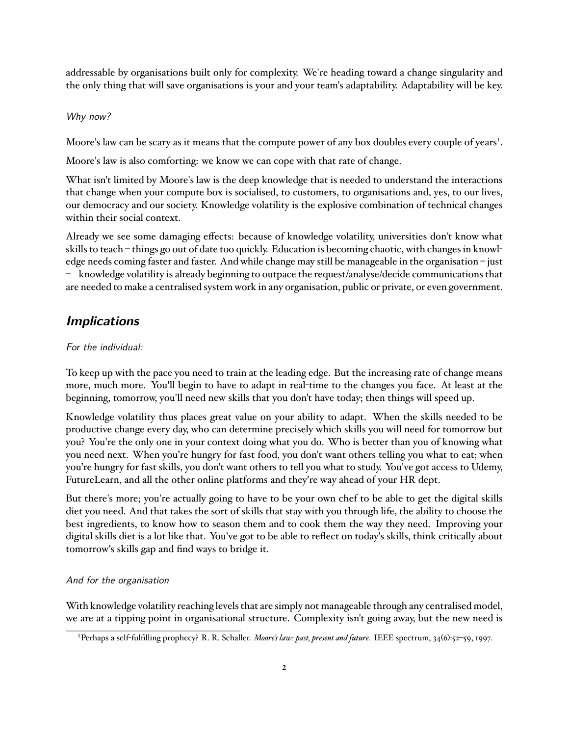addressable by organisations built only for complexity. We're heading toward a change singularity and the only thing that will save organisations is your and your team's adaptability. Adaptability will be key.

*Why now?*

Moore's law can be scary as it means that the compute power of any box doubles every couple of years[1].

Moore's law is also comforting: we know we can cope with that rate of change.

What isn't limited by Moore's law is the deep knowledge that is needed to understand the interactions that change when your compute box is socialised, to customers, to organisations and, yes, to our lives, our democracy and our society. Knowledge volatility is the explosive combination of technical changes within their social context.

Already we see some damaging effects: because of knowledge volatility, universities don't know what skills to teach – things go out of date too quickly. Education is becoming chaotic, with changes in knowledge needs coming faster and faster. And while change may still be manageable in the organisation – just – knowledge volatility is already beginning to outpace the request/analyse/decide communications that are needed to make a centralised system work in any organisation, public or private, or even government.

## Implications

*For the individual:*

To keep up with the pace you need to train at the leading edge. But the increasing rate of change means more, much more. You'll begin to have to adapt in real-time to the changes you face. At least at the beginning, tomorrow, you'll need new skills that you don't have today; then things will speed up.

Knowledge volatility thus places great value on your ability to adapt. When the skills needed to be productive change every day, who can determine precisely which skills you will need for tomorrow but you? You're the only one in your context doing what you do. Who is better than you of knowing what you need next. When you're hungry for fast food, you don't want others telling you what to eat; when you're hungry for fast skills, you don't want others to tell you what to study. You've got access to Udemy, FutureLearn, and all the other online platforms and they're way ahead of your HR dept.

But there's more; you're actually going to have to be your own chef to be able to get the digital skills diet you need. And that takes the sort of skills that stay with you through life, the ability to choose the best ingredients, to know how to season them and to cook them the way they need. Improving your digital skills diet is a lot like that. You've got to be able to reflect on today's skills, think critically about tomorrow's skills gap and find ways to bridge it.

*And for the organisation*

With knowledge volatility reaching levels that are simply not manageable through any centralised model, we are at a tipping point in organisational structure. Complexity isn't going away, but the new need is

[1] Perhaps a self-fulfilling prophecy? R. R. Schaller. *Moore's law: past, present and future*. IEEE spectrum, 34(6):52–59, 1997.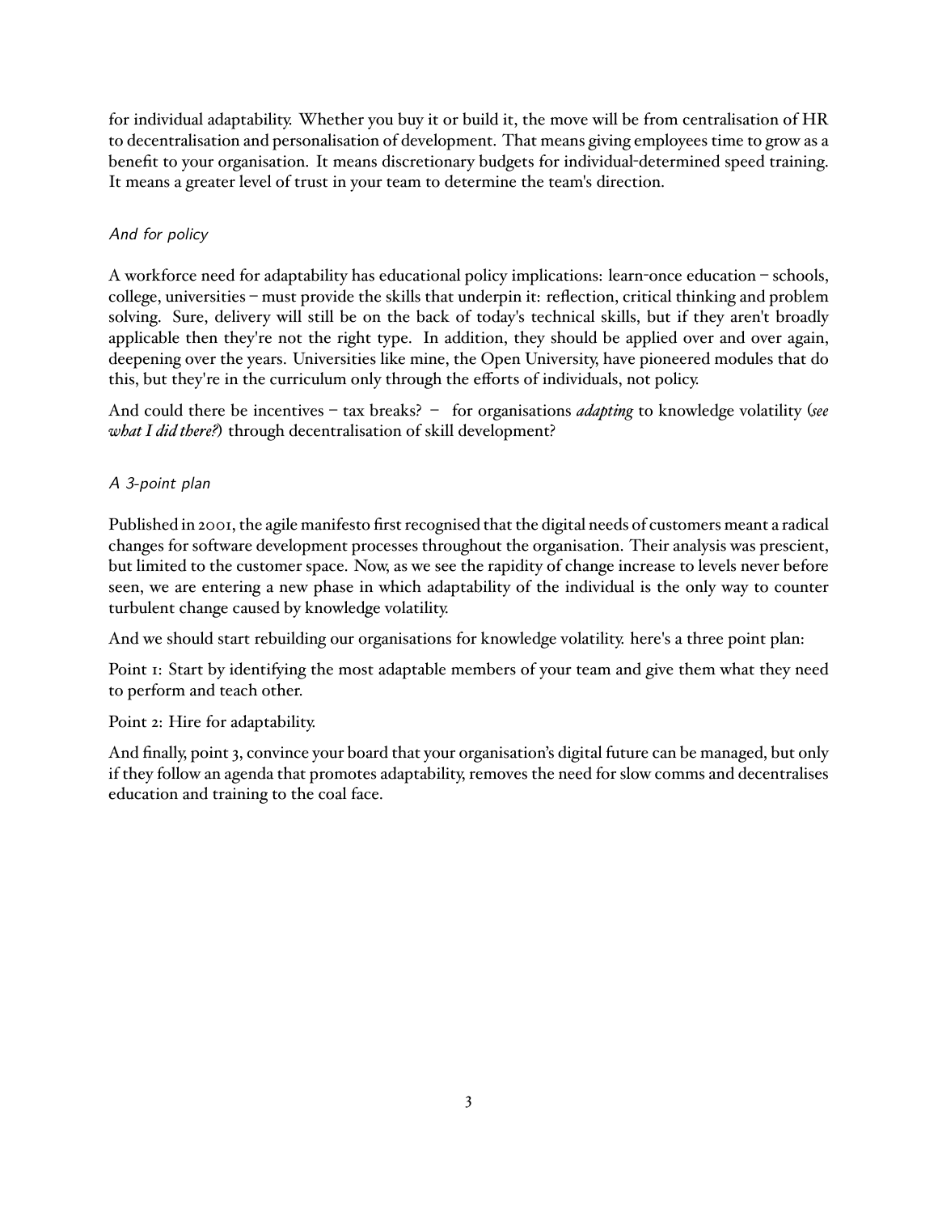for individual adaptability. Whether you buy it or build it, the move will be from centralisation of HR to decentralisation and personalisation of development. That means giving employees time to grow as a benefit to your organisation. It means discretionary budgets for individual-determined speed training. It means a greater level of trust in your team to determine the team's direction.

### *And for policy*

A workforce need for adaptability has educational policy implications: learn-once education – schools, college, universities – must provide the skills that underpin it: reflection, critical thinking and problem solving. Sure, delivery will still be on the back of today's technical skills, but if they aren't broadly applicable then they're not the right type. In addition, they should be applied over and over again, deepening over the years. Universities like mine, the Open University, have pioneered modules that do this, but they're in the curriculum only through the efforts of individuals, not policy.

And could there be incentives – tax breaks? – for organisations *adapting* to knowledge volatility (*see what I did there?*) through decentralisation of skill development?

### *A 3-point plan*

Published in 2001, the agile manifesto first recognised that the digital needs of customers meant a radical changes for software development processes throughout the organisation. Their analysis was prescient, but limited to the customer space. Now, as we see the rapidity of change increase to levels never before seen, we are entering a new phase in which adaptability of the individual is the only way to counter turbulent change caused by knowledge volatility.

And we should start rebuilding our organisations for knowledge volatility. here's a three point plan:

Point 1: Start by identifying the most adaptable members of your team and give them what they need to perform and teach other.

Point 2: Hire for adaptability.

And finally, point 3, convince your board that your organisation's digital future can be managed, but only if they follow an agenda that promotes adaptability, removes the need for slow comms and decentralises education and training to the coal face.